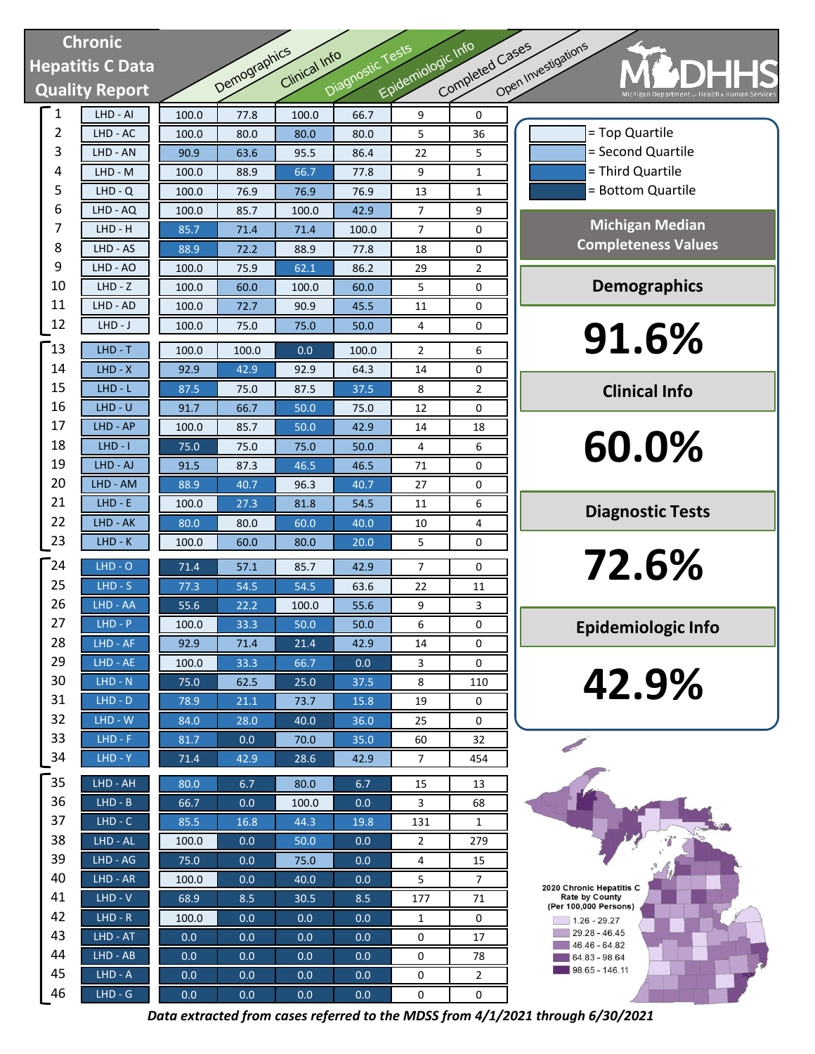# Chronic Hepatitis C Data Quality Report

MDHHS — Michigan Department of Health & Human Services

| Rank | LHD | Demographics | Clinical Info | Diagnostic Tests | Epidemiologic Info | Completed Cases | Open Investigations |
|---|---|---|---|---|---|---|---|
| 1 | LHD - AI | 100.0 | 77.8 | 100.0 | 66.7 | 9 | 0 |
| 2 | LHD - AC | 100.0 | 80.0 | 80.0 | 80.0 | 5 | 36 |
| 3 | LHD - AN | 90.9 | 63.6 | 95.5 | 86.4 | 22 | 5 |
| 4 | LHD - M | 100.0 | 88.9 | 66.7 | 77.8 | 9 | 1 |
| 5 | LHD - Q | 100.0 | 76.9 | 76.9 | 76.9 | 13 | 1 |
| 6 | LHD - AQ | 100.0 | 85.7 | 100.0 | 42.9 | 7 | 9 |
| 7 | LHD - H | 85.7 | 71.4 | 71.4 | 100.0 | 7 | 0 |
| 8 | LHD - AS | 88.9 | 72.2 | 88.9 | 77.8 | 18 | 0 |
| 9 | LHD - AO | 100.0 | 75.9 | 62.1 | 86.2 | 29 | 2 |
| 10 | LHD - Z | 100.0 | 60.0 | 100.0 | 60.0 | 5 | 0 |
| 11 | LHD - AD | 100.0 | 72.7 | 90.9 | 45.5 | 11 | 0 |
| 12 | LHD - J | 100.0 | 75.0 | 75.0 | 50.0 | 4 | 0 |
| 13 | LHD - T | 100.0 | 100.0 | 0.0 | 100.0 | 2 | 6 |
| 14 | LHD - X | 92.9 | 42.9 | 92.9 | 64.3 | 14 | 0 |
| 15 | LHD - L | 87.5 | 75.0 | 87.5 | 37.5 | 8 | 2 |
| 16 | LHD - U | 91.7 | 66.7 | 50.0 | 75.0 | 12 | 0 |
| 17 | LHD - AP | 100.0 | 85.7 | 50.0 | 42.9 | 14 | 18 |
| 18 | LHD - I | 75.0 | 75.0 | 75.0 | 50.0 | 4 | 6 |
| 19 | LHD - AJ | 91.5 | 87.3 | 46.5 | 46.5 | 71 | 0 |
| 20 | LHD - AM | 88.9 | 40.7 | 96.3 | 40.7 | 27 | 0 |
| 21 | LHD - E | 100.0 | 27.3 | 81.8 | 54.5 | 11 | 6 |
| 22 | LHD - AK | 80.0 | 80.0 | 60.0 | 40.0 | 10 | 4 |
| 23 | LHD - K | 100.0 | 60.0 | 80.0 | 20.0 | 5 | 0 |
| 24 | LHD - O | 71.4 | 57.1 | 85.7 | 42.9 | 7 | 0 |
| 25 | LHD - S | 77.3 | 54.5 | 54.5 | 63.6 | 22 | 11 |
| 26 | LHD - AA | 55.6 | 22.2 | 100.0 | 55.6 | 9 | 3 |
| 27 | LHD - P | 100.0 | 33.3 | 50.0 | 50.0 | 6 | 0 |
| 28 | LHD - AF | 92.9 | 71.4 | 21.4 | 42.9 | 14 | 0 |
| 29 | LHD - AE | 100.0 | 33.3 | 66.7 | 0.0 | 3 | 0 |
| 30 | LHD - N | 75.0 | 62.5 | 25.0 | 37.5 | 8 | 110 |
| 31 | LHD - D | 78.9 | 21.1 | 73.7 | 15.8 | 19 | 0 |
| 32 | LHD - W | 84.0 | 28.0 | 40.0 | 36.0 | 25 | 0 |
| 33 | LHD - F | 81.7 | 0.0 | 70.0 | 35.0 | 60 | 32 |
| 34 | LHD - Y | 71.4 | 42.9 | 28.6 | 42.9 | 7 | 454 |
| 35 | LHD - AH | 80.0 | 6.7 | 80.0 | 6.7 | 15 | 13 |
| 36 | LHD - B | 66.7 | 0.0 | 100.0 | 0.0 | 3 | 68 |
| 37 | LHD - C | 85.5 | 16.8 | 44.3 | 19.8 | 131 | 1 |
| 38 | LHD - AL | 100.0 | 0.0 | 50.0 | 0.0 | 2 | 279 |
| 39 | LHD - AG | 75.0 | 0.0 | 75.0 | 0.0 | 4 | 15 |
| 40 | LHD - AR | 100.0 | 0.0 | 40.0 | 0.0 | 5 | 7 |
| 41 | LHD - V | 68.9 | 8.5 | 30.5 | 8.5 | 177 | 71 |
| 42 | LHD - R | 100.0 | 0.0 | 0.0 | 0.0 | 1 | 0 |
| 43 | LHD - AT | 0.0 | 0.0 | 0.0 | 0.0 | 0 | 17 |
| 44 | LHD - AB | 0.0 | 0.0 | 0.0 | 0.0 | 0 | 78 |
| 45 | LHD - A | 0.0 | 0.0 | 0.0 | 0.0 | 0 | 2 |
| 46 | LHD - G | 0.0 | 0.0 | 0.0 | 0.0 | 0 | 0 |

Legend:
- = Top Quartile
- = Second Quartile
- = Third Quartile
- = Bottom Quartile

## Michigan Median Completeness Values

**Demographics**

# 91.6%

**Clinical Info**

# 60.0%

**Diagnostic Tests**

# 72.6%

**Epidemiologic Info**

# 42.9%

2020 Chronic Hepatitis C Rate by County (Per 100,000 Persons)

- 1.26 - 29.27
- 29.28 - 46.45
- 46.46 - 64.82
- 64.83 - 98.64
- 98.65 - 146.11

*Data extracted from cases referred to the MDSS from 4/1/2021 through 6/30/2021*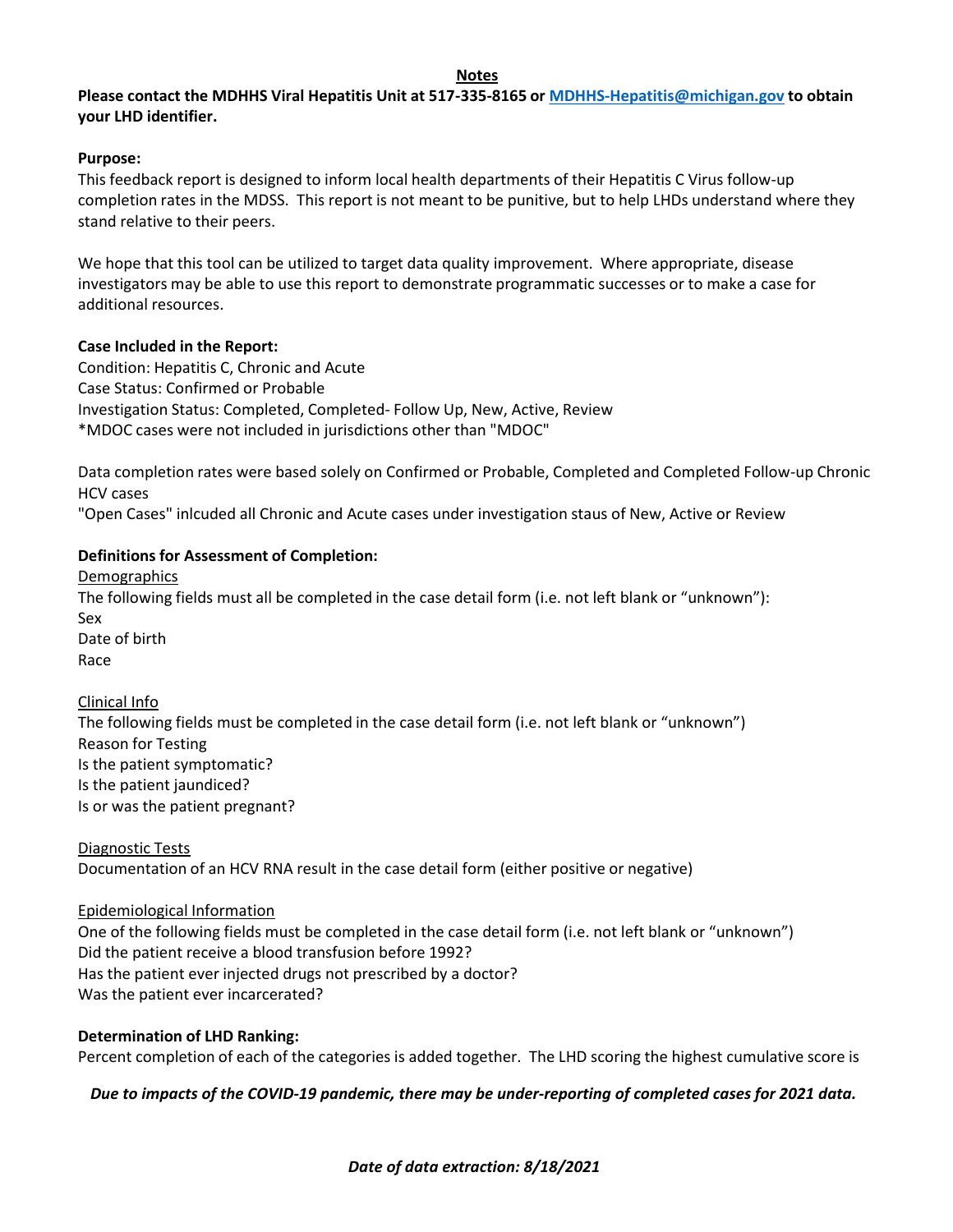## Notes

**Please contact the MDHHS Viral Hepatitis Unit at 517-335-8165 or [MDHHS-Hepatitis@michigan.gov](mailto:MDHHS-Hepatitis@michigan.gov) to obtain your LHD identifier.**

**Purpose:**

This feedback report is designed to inform local health departments of their Hepatitis C Virus follow-up completion rates in the MDSS. This report is not meant to be punitive, but to help LHDs understand where they stand relative to their peers.

We hope that this tool can be utilized to target data quality improvement. Where appropriate, disease investigators may be able to use this report to demonstrate programmatic successes or to make a case for additional resources.

**Case Included in the Report:**

Condition: Hepatitis C, Chronic and Acute
Case Status: Confirmed or Probable
Investigation Status: Completed, Completed- Follow Up, New, Active, Review
*MDOC cases were not included in jurisdictions other than "MDOC"

Data completion rates were based solely on Confirmed or Probable, Completed and Completed Follow-up Chronic HCV cases
"Open Cases" inlcuded all Chronic and Acute cases under investigation staus of New, Active or Review

**Definitions for Assessment of Completion:**

Demographics
The following fields must all be completed in the case detail form (i.e. not left blank or "unknown"):
Sex
Date of birth
Race

Clinical Info
The following fields must be completed in the case detail form (i.e. not left blank or "unknown")
Reason for Testing
Is the patient symptomatic?
Is the patient jaundiced?
Is or was the patient pregnant?

Diagnostic Tests
Documentation of an HCV RNA result in the case detail form (either positive or negative)

Epidemiological Information
One of the following fields must be completed in the case detail form (i.e. not left blank or "unknown")
Did the patient receive a blood transfusion before 1992?
Has the patient ever injected drugs not prescribed by a doctor?
Was the patient ever incarcerated?

**Determination of LHD Ranking:**

Percent completion of each of the categories is added together. The LHD scoring the highest cumulative score is

***Due to impacts of the COVID-19 pandemic, there may be under-reporting of completed cases for 2021 data.***

***Date of data extraction: 8/18/2021***